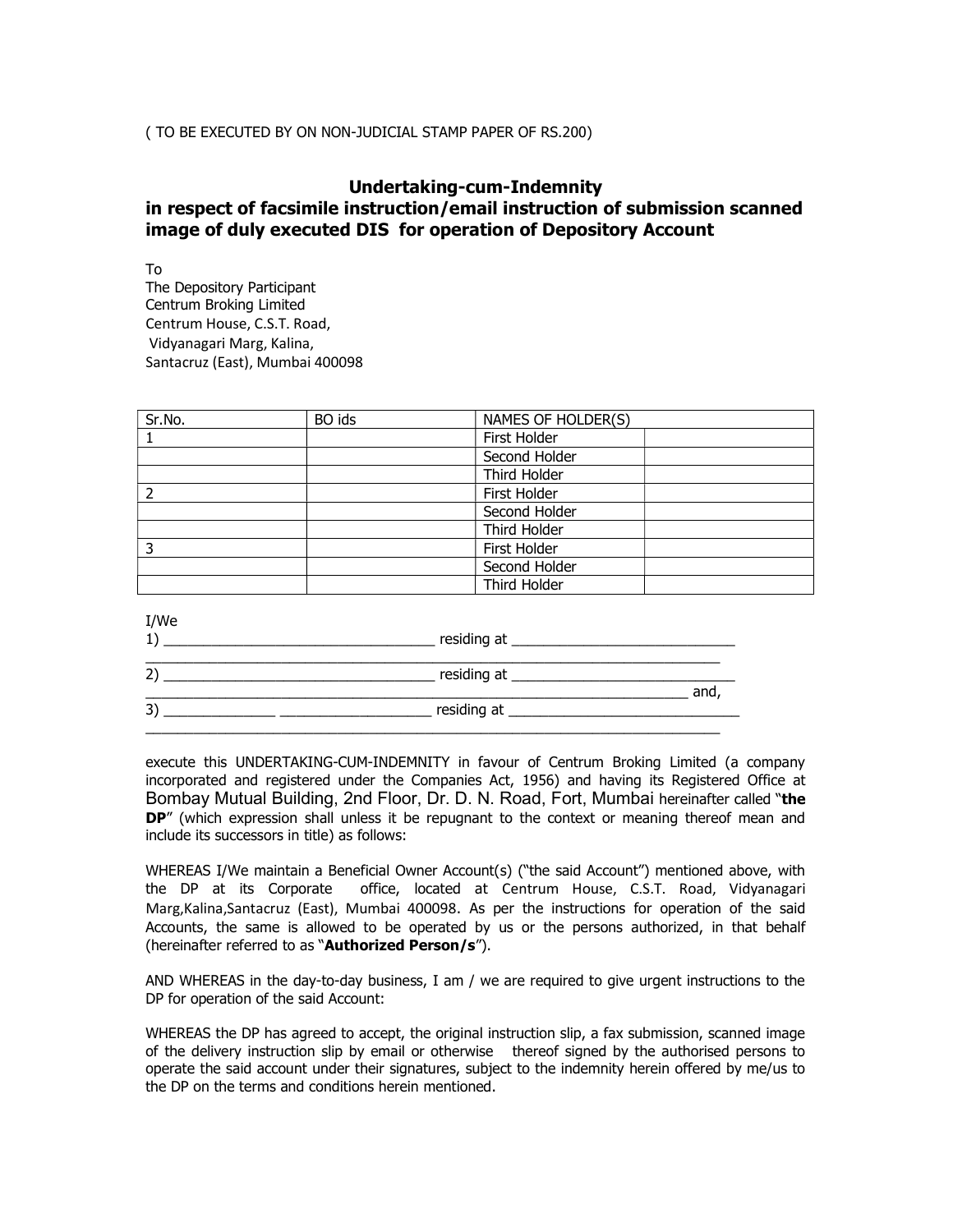( TO BE EXECUTED BY ON NON-JUDICIAL STAMP PAPER OF RS.200)

## Undertaking-cum-Indemnity
## in respect of facsimile instruction/email instruction of submission scanned image of duly executed DIS for operation of Depository Account

To
The Depository Participant
Centrum Broking Limited
Centrum House, C.S.T. Road,
Vidyanagari Marg, Kalina,
Santacruz (East), Mumbai 400098

| Sr.No. | BO ids | NAMES OF HOLDER(S) | |
|---|---|---|---|
| 1 | | First Holder | |
| | | Second Holder | |
| | | Third Holder | |
| 2 | | First Holder | |
| | | Second Holder | |
| | | Third Holder | |
| 3 | | First Holder | |
| | | Second Holder | |
| | | Third Holder | |

I/We
1) __________________________________ residing at ____________________________
__________________________________________________________________________
2) __________________________________ residing at ____________________________
__________________________________________________________________________ and,
3) ______________ ___________________ residing at ______________________________
__________________________________________________________________________

execute this UNDERTAKING-CUM-INDEMNITY in favour of Centrum Broking Limited (a company incorporated and registered under the Companies Act, 1956) and having its Registered Office at Bombay Mutual Building, 2nd Floor, Dr. D. N. Road, Fort, Mumbai hereinafter called "**the DP**" (which expression shall unless it be repugnant to the context or meaning thereof mean and include its successors in title) as follows:

WHEREAS I/We maintain a Beneficial Owner Account(s) ("the said Account") mentioned above, with the DP at its Corporate office, located at Centrum House, C.S.T. Road, Vidyanagari Marg,Kalina,Santacruz (East), Mumbai 400098. As per the instructions for operation of the said Accounts, the same is allowed to be operated by us or the persons authorized, in that behalf (hereinafter referred to as "**Authorized Person/s**").

AND WHEREAS in the day-to-day business, I am / we are required to give urgent instructions to the DP for operation of the said Account:

WHEREAS the DP has agreed to accept, the original instruction slip, a fax submission, scanned image of the delivery instruction slip by email or otherwise thereof signed by the authorised persons to operate the said account under their signatures, subject to the indemnity herein offered by me/us to the DP on the terms and conditions herein mentioned.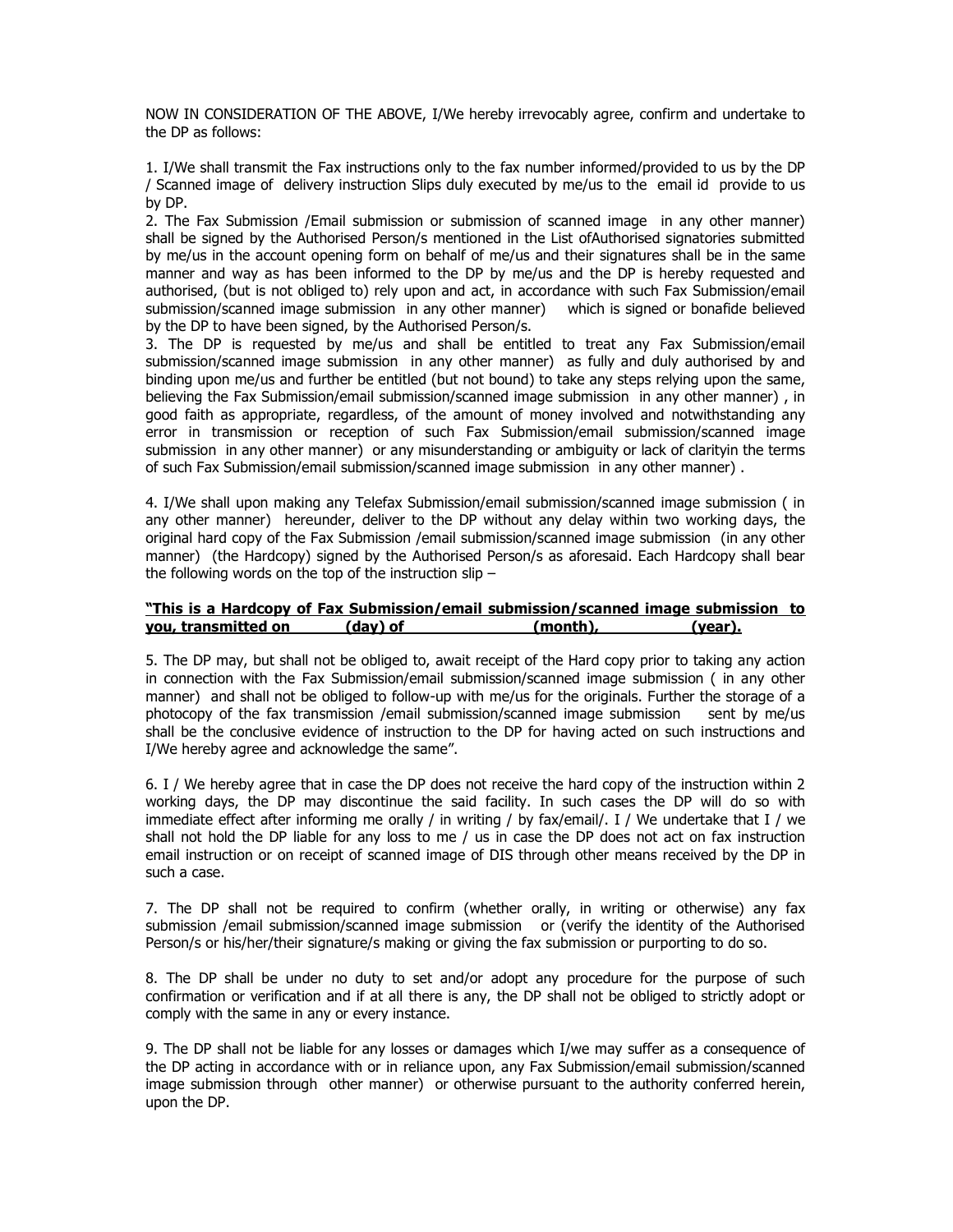NOW IN CONSIDERATION OF THE ABOVE, I/We hereby irrevocably agree, confirm and undertake to the DP as follows:

1. I/We shall transmit the Fax instructions only to the fax number informed/provided to us by the DP / Scanned image of delivery instruction Slips duly executed by me/us to the email id provide to us by DP.
2. The Fax Submission /Email submission or submission of scanned image in any other manner) shall be signed by the Authorised Person/s mentioned in the List ofAuthorised signatories submitted by me/us in the account opening form on behalf of me/us and their signatures shall be in the same manner and way as has been informed to the DP by me/us and the DP is hereby requested and authorised, (but is not obliged to) rely upon and act, in accordance with such Fax Submission/email submission/scanned image submission in any other manner) which is signed or bonafide believed by the DP to have been signed, by the Authorised Person/s.
3. The DP is requested by me/us and shall be entitled to treat any Fax Submission/email submission/scanned image submission in any other manner) as fully and duly authorised by and binding upon me/us and further be entitled (but not bound) to take any steps relying upon the same, believing the Fax Submission/email submission/scanned image submission in any other manner) , in good faith as appropriate, regardless, of the amount of money involved and notwithstanding any error in transmission or reception of such Fax Submission/email submission/scanned image submission in any other manner) or any misunderstanding or ambiguity or lack of clarityin the terms of such Fax Submission/email submission/scanned image submission in any other manner) .

4. I/We shall upon making any Telefax Submission/email submission/scanned image submission ( in any other manner) hereunder, deliver to the DP without any delay within two working days, the original hard copy of the Fax Submission /email submission/scanned image submission (in any other manner) (the Hardcopy) signed by the Authorised Person/s as aforesaid. Each Hardcopy shall bear the following words on the top of the instruction slip –

**"This is a Hardcopy of Fax Submission/email submission/scanned image submission to you, transmitted on \_\_\_\_\_ (day) of \_\_\_\_\_\_\_\_\_\_ (month), \_\_\_\_\_\_\_\_ (year).**

5. The DP may, but shall not be obliged to, await receipt of the Hard copy prior to taking any action in connection with the Fax Submission/email submission/scanned image submission ( in any other manner) and shall not be obliged to follow-up with me/us for the originals. Further the storage of a photocopy of the fax transmission /email submission/scanned image submission sent by me/us shall be the conclusive evidence of instruction to the DP for having acted on such instructions and I/We hereby agree and acknowledge the same".

6. I / We hereby agree that in case the DP does not receive the hard copy of the instruction within 2 working days, the DP may discontinue the said facility. In such cases the DP will do so with immediate effect after informing me orally / in writing / by fax/email/. I / We undertake that I / we shall not hold the DP liable for any loss to me / us in case the DP does not act on fax instruction email instruction or on receipt of scanned image of DIS through other means received by the DP in such a case.

7. The DP shall not be required to confirm (whether orally, in writing or otherwise) any fax submission /email submission/scanned image submission or (verify the identity of the Authorised Person/s or his/her/their signature/s making or giving the fax submission or purporting to do so.

8. The DP shall be under no duty to set and/or adopt any procedure for the purpose of such confirmation or verification and if at all there is any, the DP shall not be obliged to strictly adopt or comply with the same in any or every instance.

9. The DP shall not be liable for any losses or damages which I/we may suffer as a consequence of the DP acting in accordance with or in reliance upon, any Fax Submission/email submission/scanned image submission through other manner) or otherwise pursuant to the authority conferred herein, upon the DP.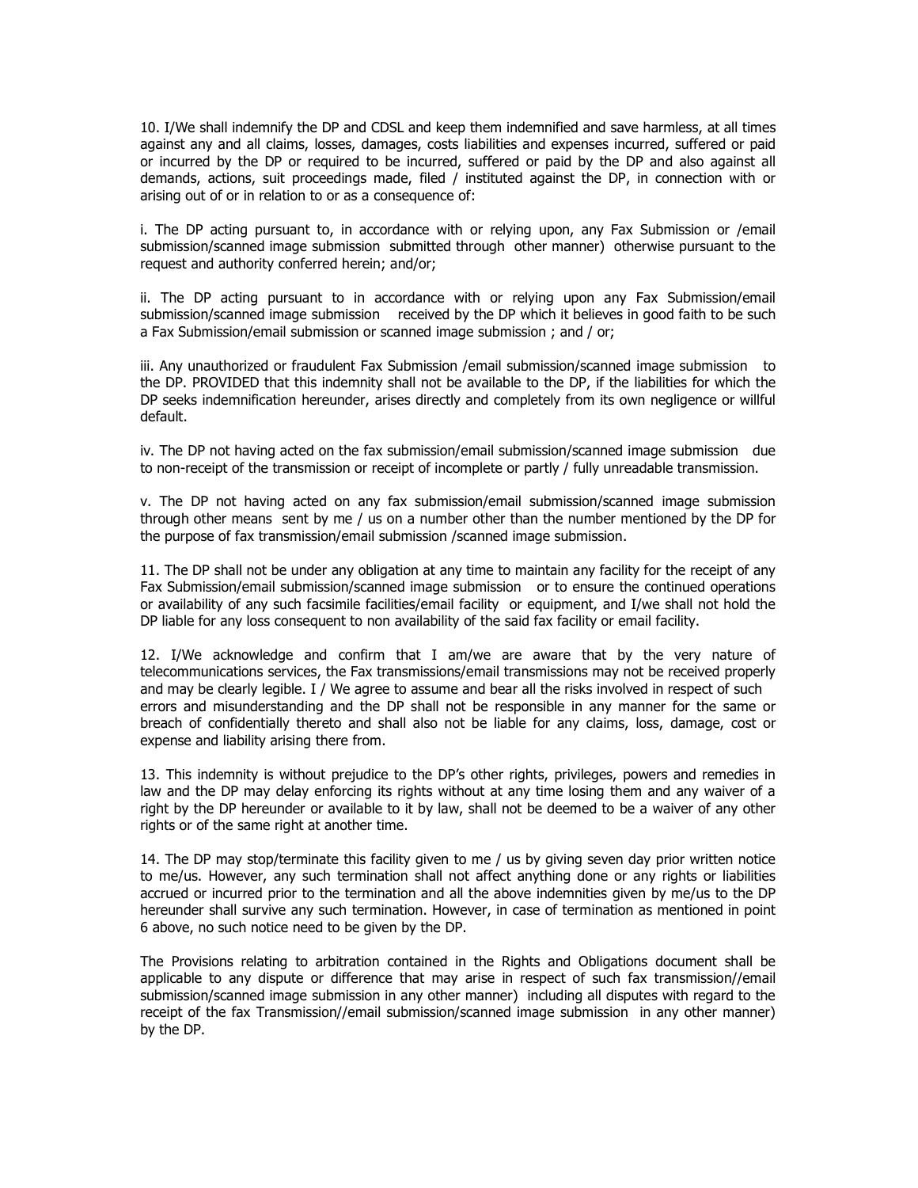10. I/We shall indemnify the DP and CDSL and keep them indemnified and save harmless, at all times against any and all claims, losses, damages, costs liabilities and expenses incurred, suffered or paid or incurred by the DP or required to be incurred, suffered or paid by the DP and also against all demands, actions, suit proceedings made, filed / instituted against the DP, in connection with or arising out of or in relation to or as a consequence of:

i. The DP acting pursuant to, in accordance with or relying upon, any Fax Submission or /email submission/scanned image submission submitted through other manner) otherwise pursuant to the request and authority conferred herein; and/or;

ii. The DP acting pursuant to in accordance with or relying upon any Fax Submission/email submission/scanned image submission received by the DP which it believes in good faith to be such a Fax Submission/email submission or scanned image submission ; and / or;

iii. Any unauthorized or fraudulent Fax Submission /email submission/scanned image submission to the DP. PROVIDED that this indemnity shall not be available to the DP, if the liabilities for which the DP seeks indemnification hereunder, arises directly and completely from its own negligence or willful default.

iv. The DP not having acted on the fax submission/email submission/scanned image submission due to non-receipt of the transmission or receipt of incomplete or partly / fully unreadable transmission.

v. The DP not having acted on any fax submission/email submission/scanned image submission through other means sent by me / us on a number other than the number mentioned by the DP for the purpose of fax transmission/email submission /scanned image submission.

11. The DP shall not be under any obligation at any time to maintain any facility for the receipt of any Fax Submission/email submission/scanned image submission or to ensure the continued operations or availability of any such facsimile facilities/email facility or equipment, and I/we shall not hold the DP liable for any loss consequent to non availability of the said fax facility or email facility.

12. I/We acknowledge and confirm that I am/we are aware that by the very nature of telecommunications services, the Fax transmissions/email transmissions may not be received properly and may be clearly legible. I / We agree to assume and bear all the risks involved in respect of such errors and misunderstanding and the DP shall not be responsible in any manner for the same or breach of confidentially thereto and shall also not be liable for any claims, loss, damage, cost or expense and liability arising there from.

13. This indemnity is without prejudice to the DP's other rights, privileges, powers and remedies in law and the DP may delay enforcing its rights without at any time losing them and any waiver of a right by the DP hereunder or available to it by law, shall not be deemed to be a waiver of any other rights or of the same right at another time.

14. The DP may stop/terminate this facility given to me / us by giving seven day prior written notice to me/us. However, any such termination shall not affect anything done or any rights or liabilities accrued or incurred prior to the termination and all the above indemnities given by me/us to the DP hereunder shall survive any such termination. However, in case of termination as mentioned in point 6 above, no such notice need to be given by the DP.

The Provisions relating to arbitration contained in the Rights and Obligations document shall be applicable to any dispute or difference that may arise in respect of such fax transmission//email submission/scanned image submission in any other manner) including all disputes with regard to the receipt of the fax Transmission//email submission/scanned image submission in any other manner) by the DP.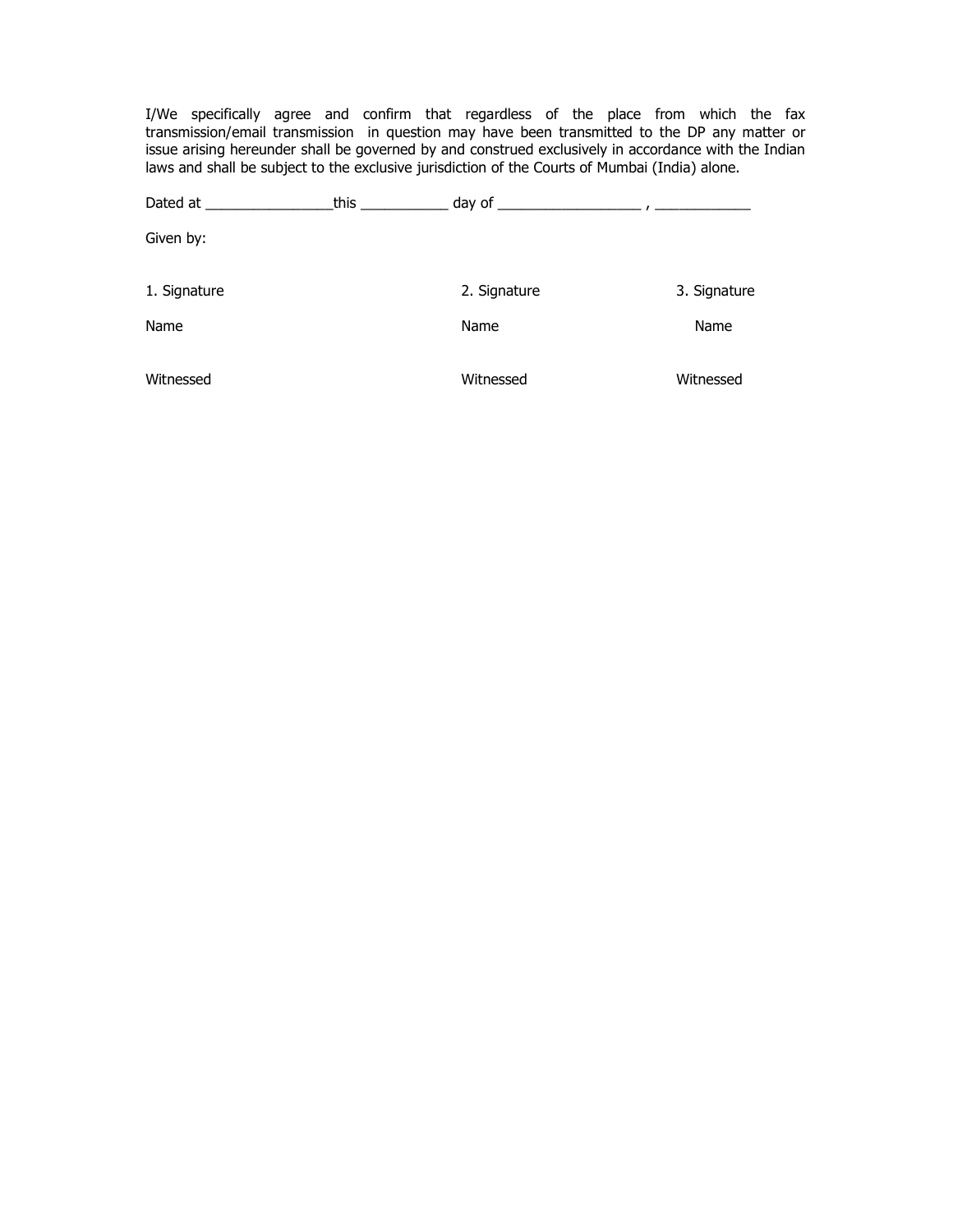I/We specifically agree and confirm that regardless of the place from which the fax transmission/email transmission in question may have been transmitted to the DP any matter or issue arising hereunder shall be governed by and construed exclusively in accordance with the Indian laws and shall be subject to the exclusive jurisdiction of the Courts of Mumbai (India) alone.

Dated at ________________this ___________ day of __________________ , ____________

Given by:

| | | |
|---|---|---|
| 1. Signature | 2. Signature | 3. Signature |
| Name | Name | Name |
| Witnessed | Witnessed | Witnessed |